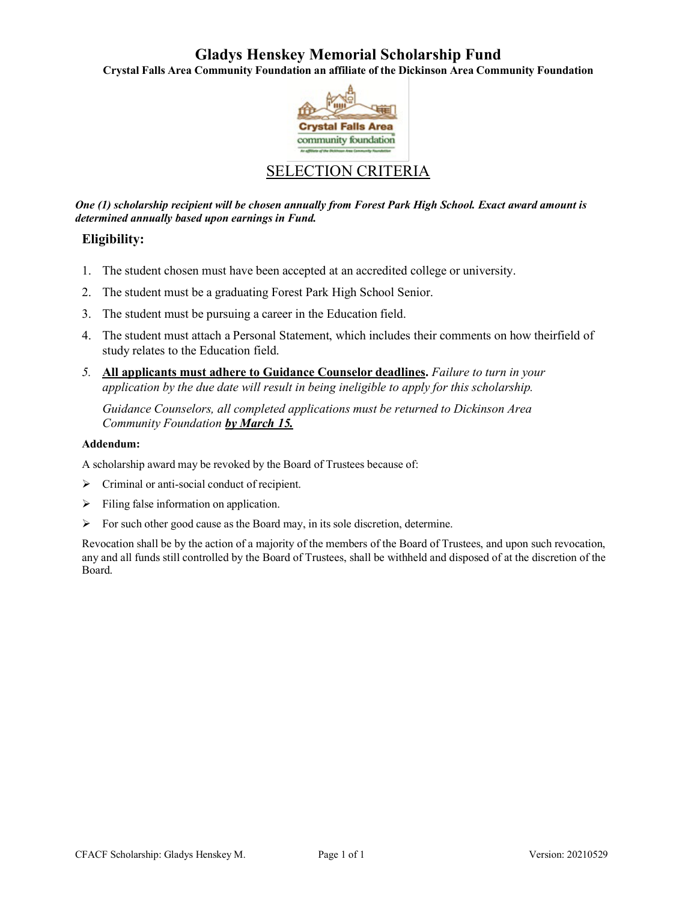# Gladys Henskey Memorial Scholarship Fund

**Crystal Falls Area Community Foundation an affiliate of the Dickinson Area Community Foundation**

## SELECTION CRITERIA

***One (1) scholarship recipient will be chosen annually from Forest Park High School. Exact award amount is determined annually based upon earnings in Fund.***

### Eligibility:

1. The student chosen must have been accepted at an accredited college or university.
2. The student must be a graduating Forest Park High School Senior.
3. The student must be pursuing a career in the Education field.
4. The student must attach a Personal Statement, which includes their comments on how theirfield of study relates to the Education field.
5. **All applicants must adhere to Guidance Counselor deadlines.** *Failure to turn in your application by the due date will result in being ineligible to apply for this scholarship.*

   *Guidance Counselors, all completed applications must be returned to Dickinson Area Community Foundation* ***by March 15.***

**Addendum:**

A scholarship award may be revoked by the Board of Trustees because of:

- Criminal or anti-social conduct of recipient.
- Filing false information on application.
- For such other good cause as the Board may, in its sole discretion, determine.

Revocation shall be by the action of a majority of the members of the Board of Trustees, and upon such revocation, any and all funds still controlled by the Board of Trustees, shall be withheld and disposed of at the discretion of the Board.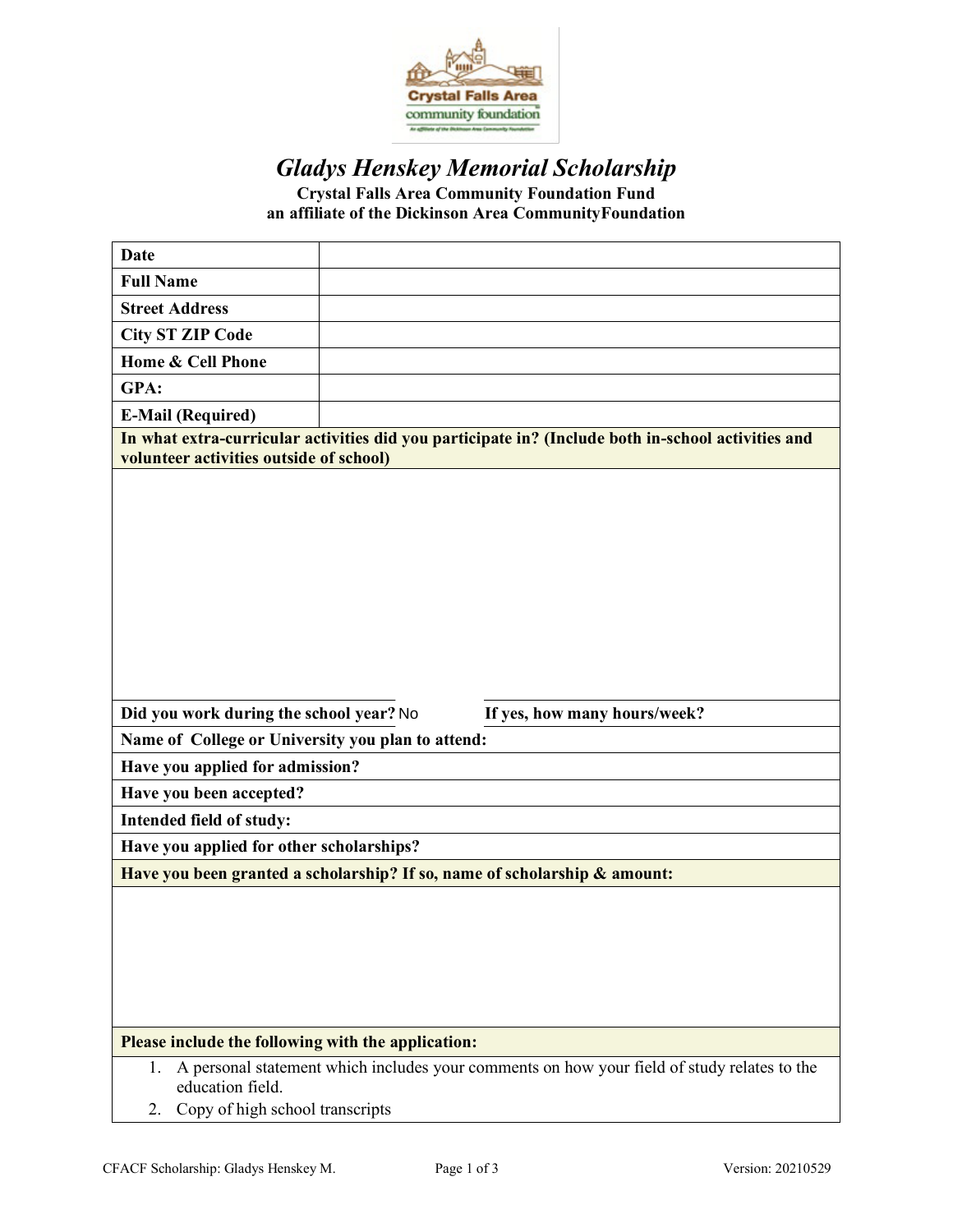# *Gladys Henskey Memorial Scholarship*

**Crystal Falls Area Community Foundation Fund**
**an affiliate of the Dickinson Area CommunityFoundation**

| | |
|---|---|
| **Date** | |
| **Full Name** | |
| **Street Address** | |
| **City ST ZIP Code** | |
| **Home & Cell Phone** | |
| **GPA:** | |
| **E-Mail (Required)** | |

**In what extra-curricular activities did you participate in? (Include both in-school activities and volunteer activities outside of school)**

**Did you work during the school year?** No **If yes, how many hours/week?**

**Name of College or University you plan to attend:**

**Have you applied for admission?**

**Have you been accepted?**

**Intended field of study:**

**Have you applied for other scholarships?**

**Have you been granted a scholarship? If so, name of scholarship & amount:**

**Please include the following with the application:**

1. A personal statement which includes your comments on how your field of study relates to the education field.
2. Copy of high school transcripts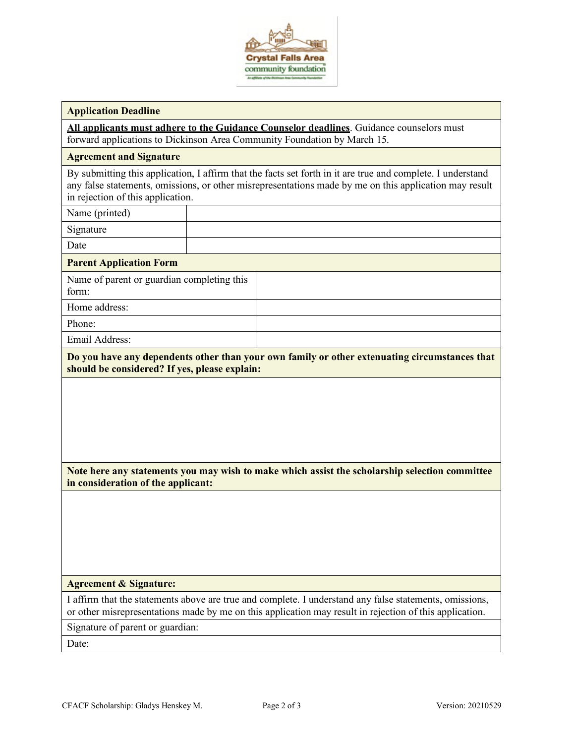| Application Deadline |
|---|
| **All applicants must adhere to the Guidance Counselor deadlines**. Guidance counselors must forward applications to Dickinson Area Community Foundation by March 15. |

| Agreement and Signature | |
|---|---|
| By submitting this application, I affirm that the facts set forth in it are true and complete. I understand any false statements, omissions, or other misrepresentations made by me on this application may result in rejection of this application. | |
| Name (printed) | |
| Signature | |
| Date | |

| Parent Application Form | |
|---|---|
| Name of parent or guardian completing this form: | |
| Home address: | |
| Phone: | |
| Email Address: | |

| Do you have any dependents other than your own family or other extenuating circumstances that should be considered? If yes, please explain: |
|---|
| |

| Note here any statements you may wish to make which assist the scholarship selection committee in consideration of the applicant: |
|---|
| |

| Agreement & Signature: |
|---|
| I affirm that the statements above are true and complete. I understand any false statements, omissions, or other misrepresentations made by me on this application may result in rejection of this application. |
| Signature of parent or guardian: |
| Date: |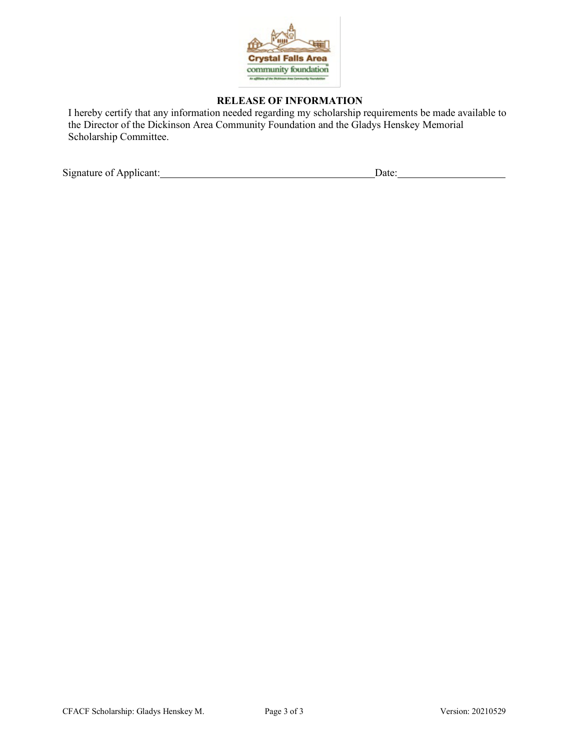## RELEASE OF INFORMATION

I hereby certify that any information needed regarding my scholarship requirements be made available to the Director of the Dickinson Area Community Foundation and the Gladys Henskey Memorial Scholarship Committee.

Signature of Applicant:\_\_\_\_\_\_\_\_\_\_\_\_\_\_\_\_\_\_\_\_\_\_\_\_\_\_\_\_\_\_\_\_\_\_\_\_\_\_\_\_\_\_Date:\_\_\_\_\_\_\_\_\_\_\_\_\_\_\_\_\_\_\_\_